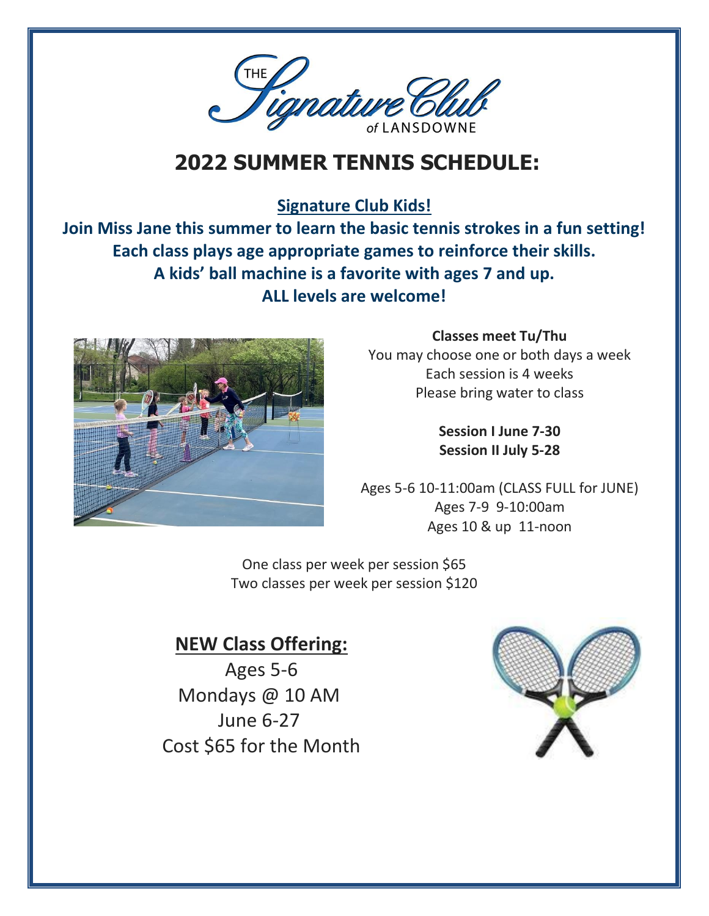THE Signature Club of LANSDOWNE

# 2022 SUMMER TENNIS SCHEDULE:

## Signature Club Kids!

**Join Miss Jane this summer to learn the basic tennis strokes in a fun setting!**
**Each class plays age appropriate games to reinforce their skills.**
**A kids' ball machine is a favorite with ages 7 and up.**
**ALL levels are welcome!**

**Classes meet Tu/Thu**
You may choose one or both days a week
Each session is 4 weeks
Please bring water to class

**Session I June 7-30**
**Session II July 5-28**

Ages 5-6 10-11:00am (CLASS FULL for JUNE)
Ages 7-9 9-10:00am
Ages 10 & up 11-noon

One class per week per session $65
Two classes per week per session $120

## NEW Class Offering:

Ages 5-6
Mondays @ 10 AM
June 6-27
Cost $65 for the Month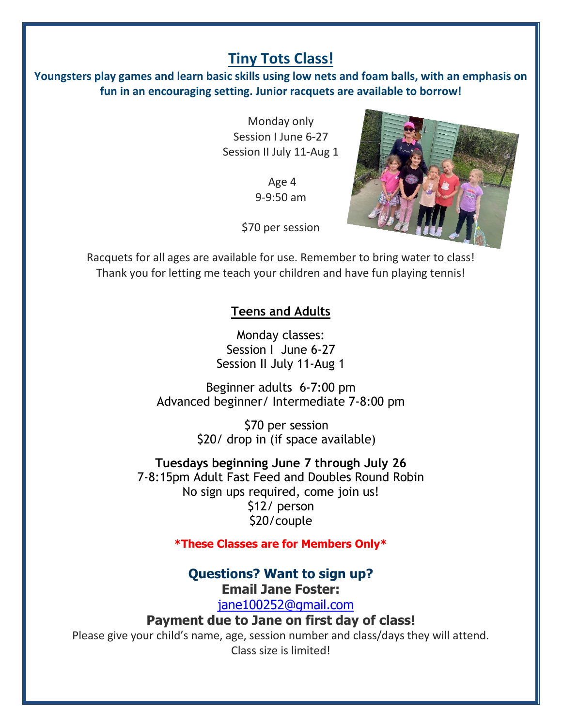## Tiny Tots Class!

**Youngsters play games and learn basic skills using low nets and foam balls, with an emphasis on fun in an encouraging setting. Junior racquets are available to borrow!**

Monday only
Session I June 6-27
Session II July 11-Aug 1

Age 4
9-9:50 am

$70 per session

Racquets for all ages are available for use. Remember to bring water to class!
Thank you for letting me teach your children and have fun playing tennis!

### Teens and Adults

Monday classes:
Session I June 6-27
Session II July 11-Aug 1

Beginner adults 6-7:00 pm
Advanced beginner/ Intermediate 7-8:00 pm

$70 per session
$20/ drop in (if space available)

**Tuesdays beginning June 7 through July 26**
7-8:15pm Adult Fast Feed and Doubles Round Robin
No sign ups required, come join us!
$12/ person
$20/couple

***These Classes are for Members Only***

### Questions? Want to sign up?

**Email Jane Foster:**
jane100252@gmail.com

**Payment due to Jane on first day of class!**

Please give your child's name, age, session number and class/days they will attend.
Class size is limited!